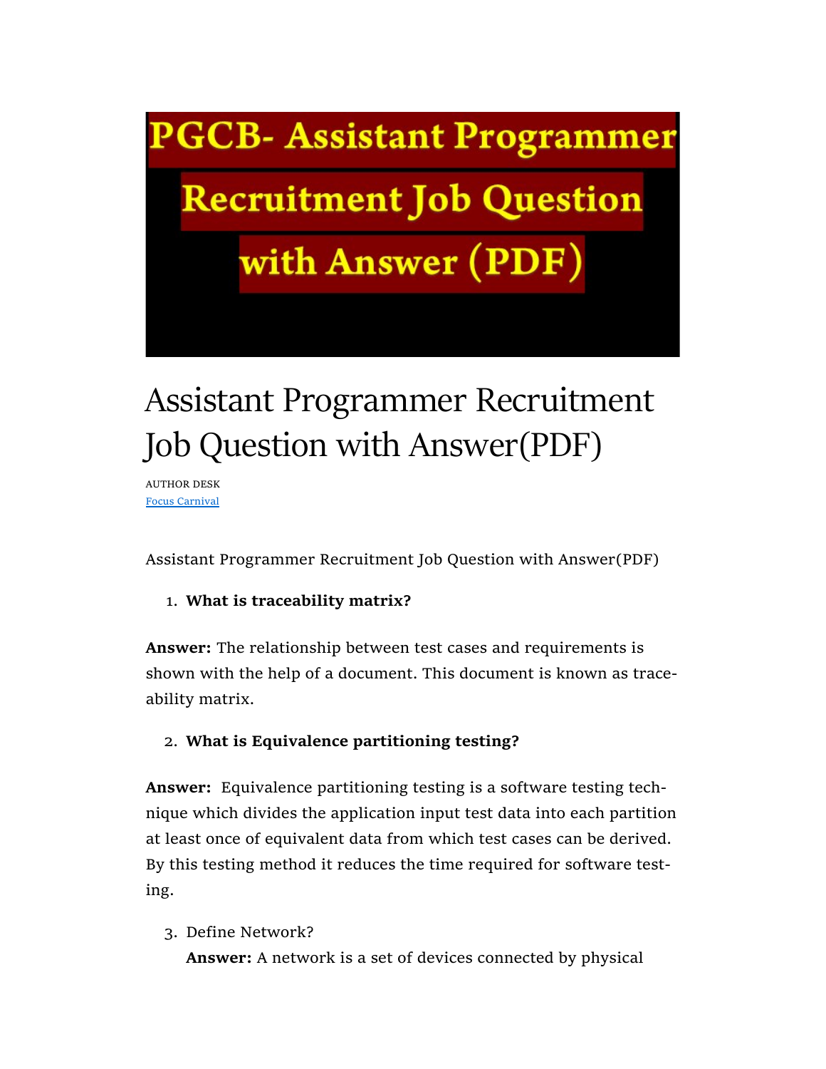# Assistant Programmer Recruitment Job Question with Answer(PDF)

AUTHOR DESK
Focus Carnival

Assistant Programmer Recruitment Job Question with Answer(PDF)

1. **What is traceability matrix?**

**Answer:** The relationship between test cases and requirements is shown with the help of a document. This document is known as traceability matrix.

2. **What is Equivalence partitioning testing?**

**Answer:** Equivalence partitioning testing is a software testing technique which divides the application input test data into each partition at least once of equivalent data from which test cases can be derived. By this testing method it reduces the time required for software testing.

3. Define Network?
   **Answer:** A network is a set of devices connected by physical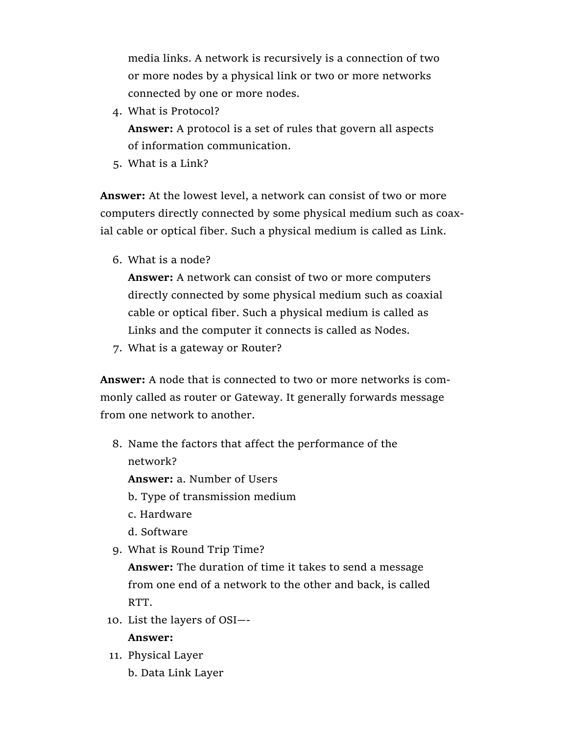media links. A network is recursively is a connection of two or more nodes by a physical link or two or more networks connected by one or more nodes.

4. What is Protocol?

   **Answer:** A protocol is a set of rules that govern all aspects of information communication.

5. What is a Link?

**Answer:** At the lowest level, a network can consist of two or more computers directly connected by some physical medium such as coaxial cable or optical fiber. Such a physical medium is called as Link.

6. What is a node?

   **Answer:** A network can consist of two or more computers directly connected by some physical medium such as coaxial cable or optical fiber. Such a physical medium is called as Links and the computer it connects is called as Nodes.

7. What is a gateway or Router?

**Answer:** A node that is connected to two or more networks is commonly called as router or Gateway. It generally forwards message from one network to another.

8. Name the factors that affect the performance of the network?

   **Answer:** a. Number of Users

   b. Type of transmission medium

   c. Hardware

   d. Software

9. What is Round Trip Time?

   **Answer:** The duration of time it takes to send a message from one end of a network to the other and back, is called RTT.

10. List the layers of OSI—-

    **Answer:**

11. Physical Layer

    b. Data Link Layer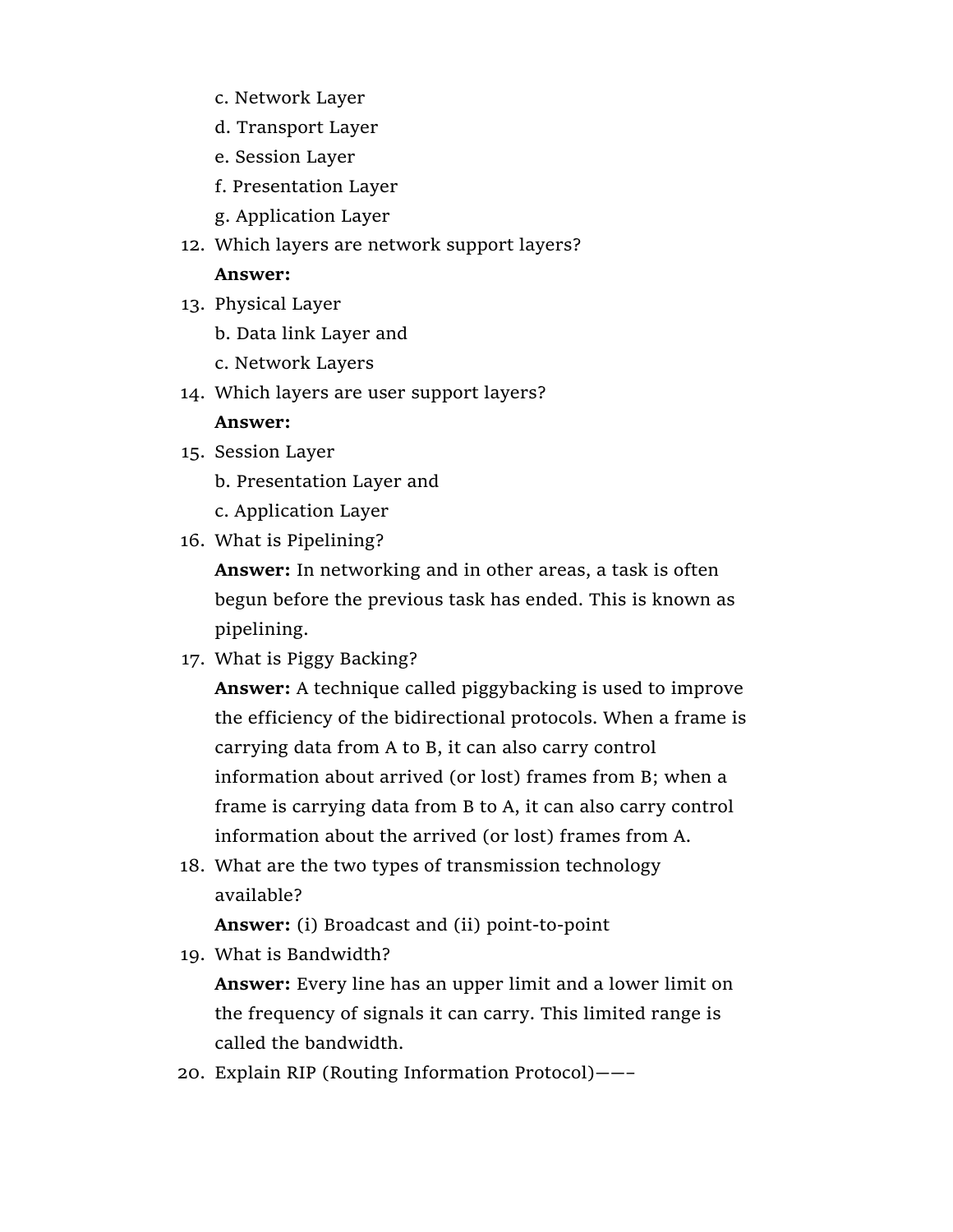c. Network Layer

d. Transport Layer

e. Session Layer

f. Presentation Layer

g. Application Layer

12. Which layers are network support layers?

    **Answer:**

13. Physical Layer

    b. Data link Layer and

    c. Network Layers

14. Which layers are user support layers?

    **Answer:**

15. Session Layer

    b. Presentation Layer and

    c. Application Layer

16. What is Pipelining?

    **Answer:** In networking and in other areas, a task is often begun before the previous task has ended. This is known as pipelining.

17. What is Piggy Backing?

    **Answer:** A technique called piggybacking is used to improve the efficiency of the bidirectional protocols. When a frame is carrying data from A to B, it can also carry control information about arrived (or lost) frames from B; when a frame is carrying data from B to A, it can also carry control information about the arrived (or lost) frames from A.

18. What are the two types of transmission technology available?

    **Answer:** (i) Broadcast and (ii) point-to-point

19. What is Bandwidth?

    **Answer:** Every line has an upper limit and a lower limit on the frequency of signals it can carry. This limited range is called the bandwidth.

20. Explain RIP (Routing Information Protocol)——–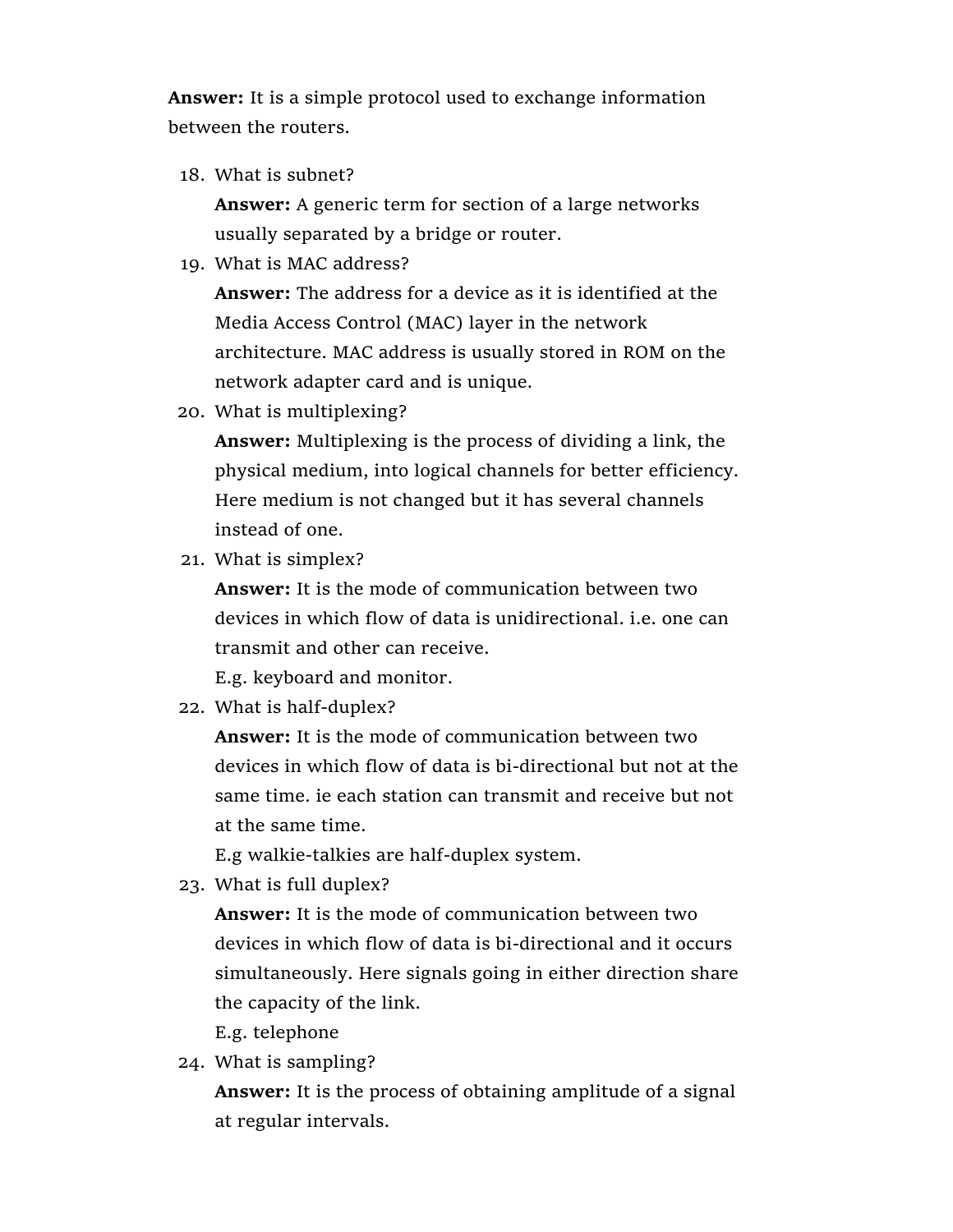**Answer:** It is a simple protocol used to exchange information between the routers.

18. What is subnet?

    **Answer:** A generic term for section of a large networks usually separated by a bridge or router.

19. What is MAC address?

    **Answer:** The address for a device as it is identified at the Media Access Control (MAC) layer in the network architecture. MAC address is usually stored in ROM on the network adapter card and is unique.

20. What is multiplexing?

    **Answer:** Multiplexing is the process of dividing a link, the physical medium, into logical channels for better efficiency. Here medium is not changed but it has several channels instead of one.

21. What is simplex?

    **Answer:** It is the mode of communication between two devices in which flow of data is unidirectional. i.e. one can transmit and other can receive.

    E.g. keyboard and monitor.

22. What is half-duplex?

    **Answer:** It is the mode of communication between two devices in which flow of data is bi-directional but not at the same time. ie each station can transmit and receive but not at the same time.

    E.g walkie-talkies are half-duplex system.

23. What is full duplex?

    **Answer:** It is the mode of communication between two devices in which flow of data is bi-directional and it occurs simultaneously. Here signals going in either direction share the capacity of the link.

    E.g. telephone

24. What is sampling?

    **Answer:** It is the process of obtaining amplitude of a signal at regular intervals.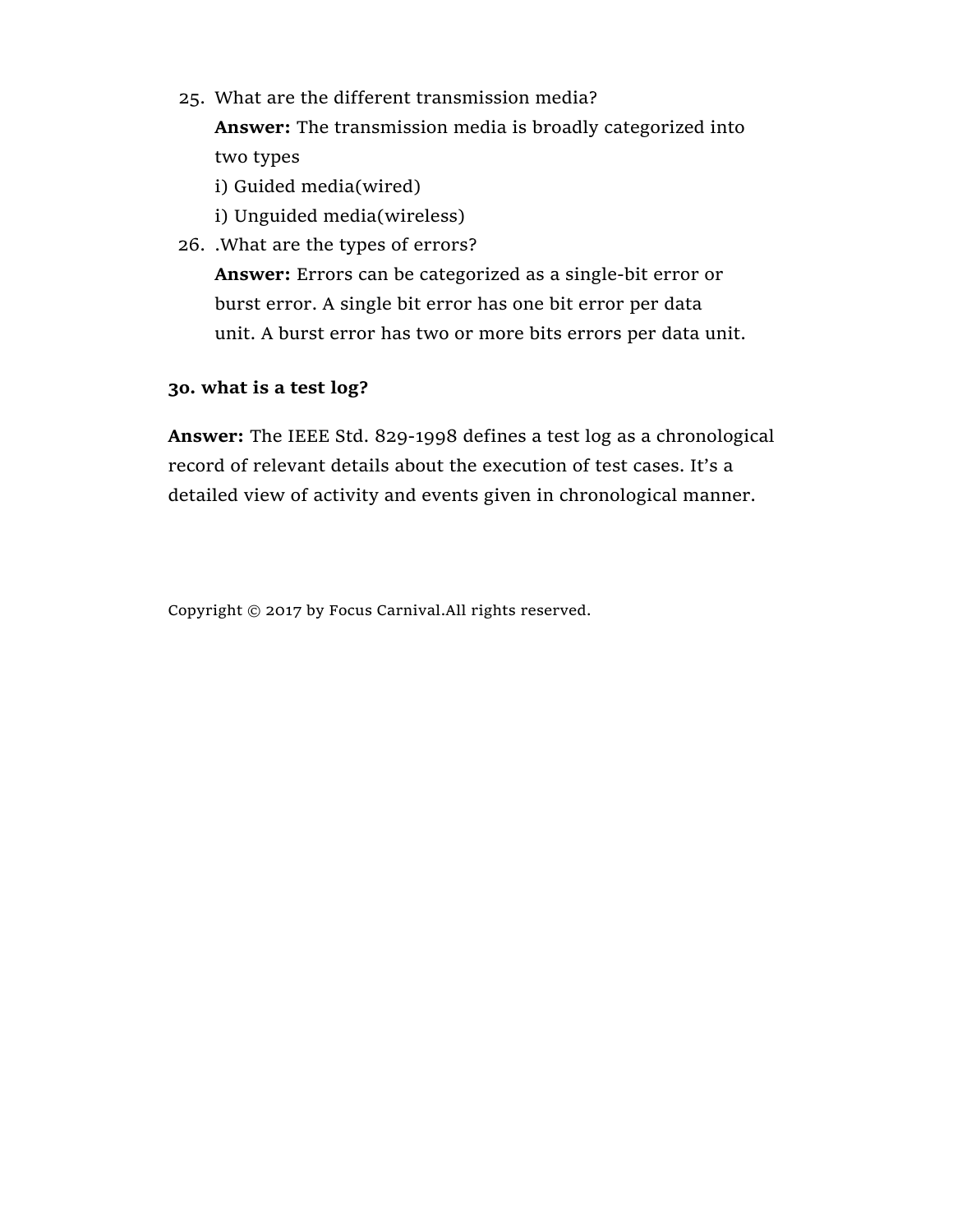25. What are the different transmission media?

    **Answer:** The transmission media is broadly categorized into two types

    i) Guided media(wired)

    i) Unguided media(wireless)

26. .What are the types of errors?

    **Answer:** Errors can be categorized as a single-bit error or burst error. A single bit error has one bit error per data unit. A burst error has two or more bits errors per data unit.

**30. what is a test log?**

**Answer:** The IEEE Std. 829-1998 defines a test log as a chronological record of relevant details about the execution of test cases. It's a detailed view of activity and events given in chronological manner.

Copyright © 2017 by Focus Carnival.All rights reserved.